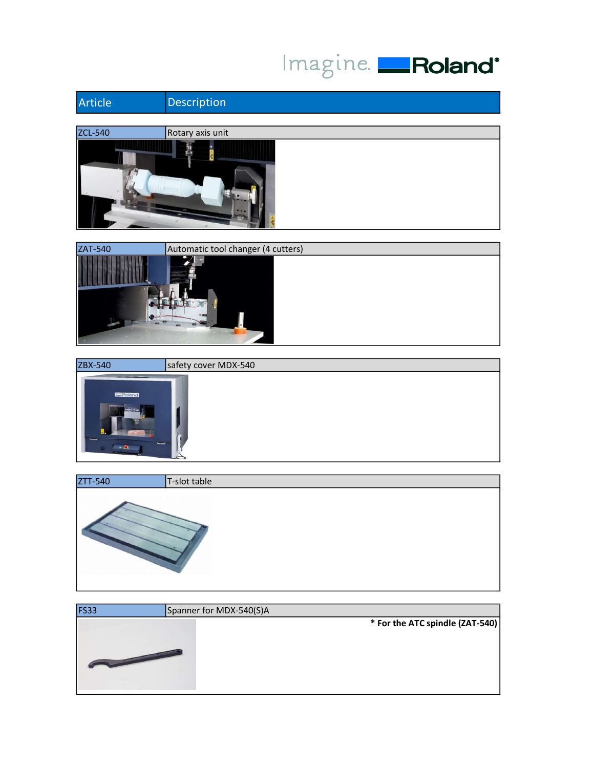| Article | Description |
|---|---|
| ZCL-540 | Rotary axis unit |
| ZAT-540 | Automatic tool changer (4 cutters) |
| ZBX-540 | safety cover MDX-540 |
| ZTT-540 | T-slot table |
| FS33 | Spanner for MDX-540(S)A |

**\* For the ATC spindle (ZAT-540)**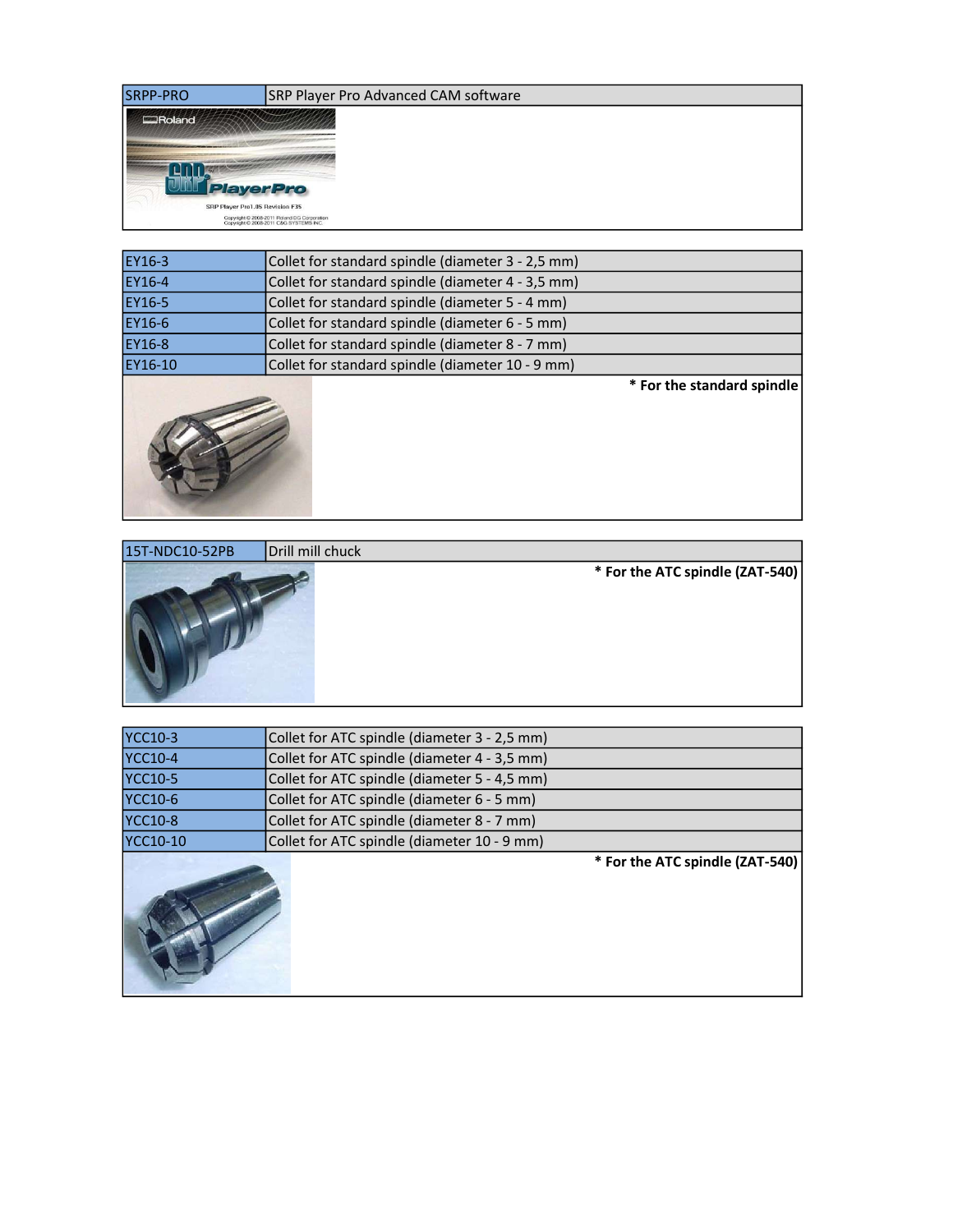| SRPP-PRO | SRP Player Pro Advanced CAM software |
| --- | --- |

| EY16-3 | Collet for standard spindle (diameter 3 - 2,5 mm) |
| --- | --- |
| EY16-4 | Collet for standard spindle (diameter 4 - 3,5 mm) |
| EY16-5 | Collet for standard spindle (diameter 5 - 4 mm) |
| EY16-6 | Collet for standard spindle (diameter 6 - 5 mm) |
| EY16-8 | Collet for standard spindle (diameter 8 - 7 mm) |
| EY16-10 | Collet for standard spindle (diameter 10 - 9 mm) |

**\* For the standard spindle**

| 15T-NDC10-52PB | Drill mill chuck |
| --- | --- |

**\* For the ATC spindle (ZAT-540)**

| YCC10-3 | Collet for ATC spindle (diameter 3 - 2,5 mm) |
| --- | --- |
| YCC10-4 | Collet for ATC spindle (diameter 4 - 3,5 mm) |
| YCC10-5 | Collet for ATC spindle (diameter 5 - 4,5 mm) |
| YCC10-6 | Collet for ATC spindle (diameter 6 - 5 mm) |
| YCC10-8 | Collet for ATC spindle (diameter 8 - 7 mm) |
| YCC10-10 | Collet for ATC spindle (diameter 10 - 9 mm) |

**\* For the ATC spindle (ZAT-540)**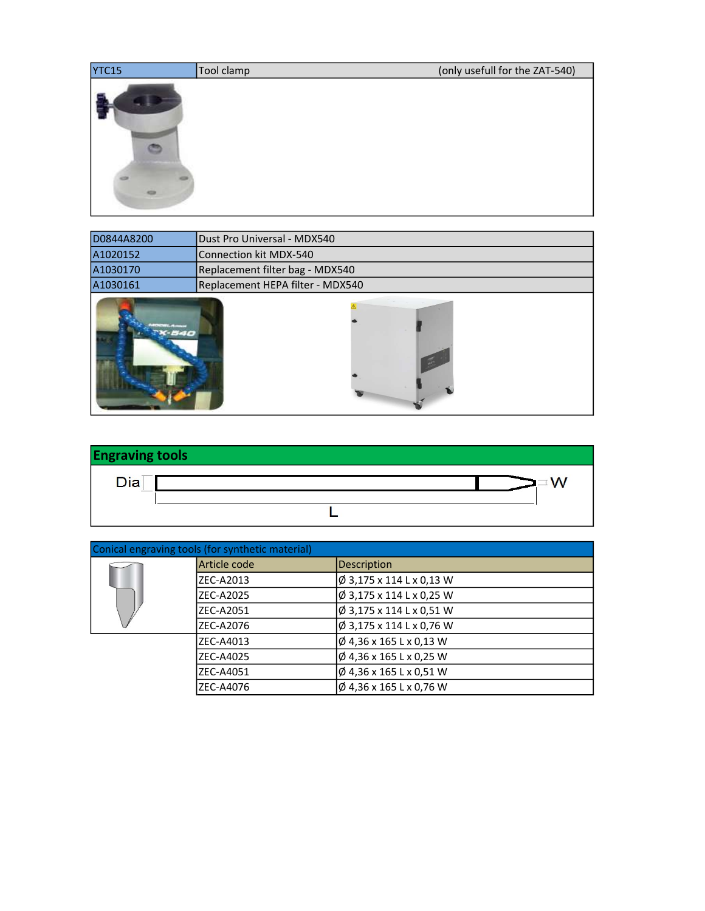| YTC15 | Tool clamp | (only usefull for the ZAT-540) |
|---|---|---|

| D0844A8200 | Dust Pro Universal - MDX540 |
|---|---|
| A1030152 | Connection kit MDX-540 |
| A1030170 | Replacement filter bag - MDX540 |
| A1030161 | Replacement HEPA filter - MDX540 |

## Engraving tools

Dia — W — L

### Conical engraving tools (for synthetic material)

| Article code | Description |
|---|---|
| ZEC-A2013 | Ø 3,175 x 114 L x 0,13 W |
| ZEC-A2025 | Ø 3,175 x 114 L x 0,25 W |
| ZEC-A2051 | Ø 3,175 x 114 L x 0,51 W |
| ZEC-A2076 | Ø 3,175 x 114 L x 0,76 W |
| ZEC-A4013 | Ø 4,36 x 165 L x 0,13 W |
| ZEC-A4025 | Ø 4,36 x 165 L x 0,25 W |
| ZEC-A4051 | Ø 4,36 x 165 L x 0,51 W |
| ZEC-A4076 | Ø 4,36 x 165 L x 0,76 W |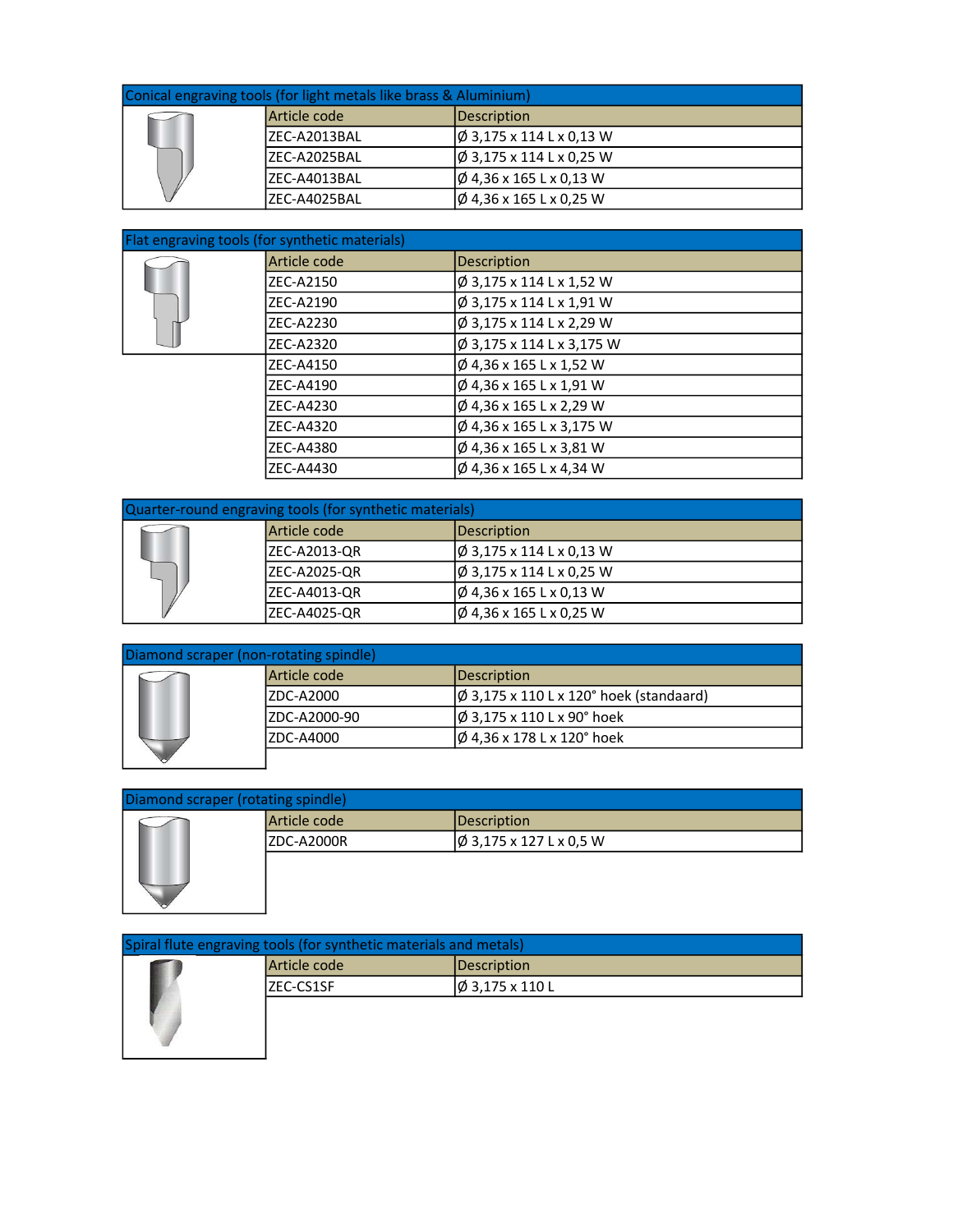## Conical engraving tools (for light metals like brass & Aluminium)

| Article code | Description |
|---|---|
| ZEC-A2013BAL | Ø 3,175 x 114 L x 0,13 W |
| ZEC-A2025BAL | Ø 3,175 x 114 L x 0,25 W |
| ZEC-A4013BAL | Ø 4,36 x 165 L x 0,13 W |
| ZEC-A4025BAL | Ø 4,36 x 165 L x 0,25 W |

## Flat engraving tools (for synthetic materials)

| Article code | Description |
|---|---|
| ZEC-A2150 | Ø 3,175 x 114 L x 1,52 W |
| ZEC-A2190 | Ø 3,175 x 114 L x 1,91 W |
| ZEC-A2230 | Ø 3,175 x 114 L x 2,29 W |
| ZEC-A2320 | Ø 3,175 x 114 L x 3,175 W |
| ZEC-A4150 | Ø 4,36 x 165 L x 1,52 W |
| ZEC-A4190 | Ø 4,36 x 165 L x 1,91 W |
| ZEC-A4230 | Ø 4,36 x 165 L x 2,29 W |
| ZEC-A4320 | Ø 4,36 x 165 L x 3,175 W |
| ZEC-A4380 | Ø 4,36 x 165 L x 3,81 W |
| ZEC-A4430 | Ø 4,36 x 165 L x 4,34 W |

## Quarter-round engraving tools (for synthetic materials)

| Article code | Description |
|---|---|
| ZEC-A2013-QR | Ø 3,175 x 114 L x 0,13 W |
| ZEC-A2025-QR | Ø 3,175 x 114 L x 0,25 W |
| ZEC-A4013-QR | Ø 4,36 x 165 L x 0,13 W |
| ZEC-A4025-QR | Ø 4,36 x 165 L x 0,25 W |

## Diamond scraper (non-rotating spindle)

| Article code | Description |
|---|---|
| ZDC-A2000 | Ø 3,175 x 110 L x 120° hoek (standaard) |
| ZDC-A2000-90 | Ø 3,175 x 110 L x 90° hoek |
| ZDC-A4000 | Ø 4,36 x 178 L x 120° hoek |

## Diamond scraper (rotating spindle)

| Article code | Description |
|---|---|
| ZDC-A2000R | Ø 3,175 x 127 L x 0,5 W |

## Spiral flute engraving tools (for synthetic materials and metals)

| Article code | Description |
|---|---|
| ZEC-CS1SF | Ø 3,175 x 110 L |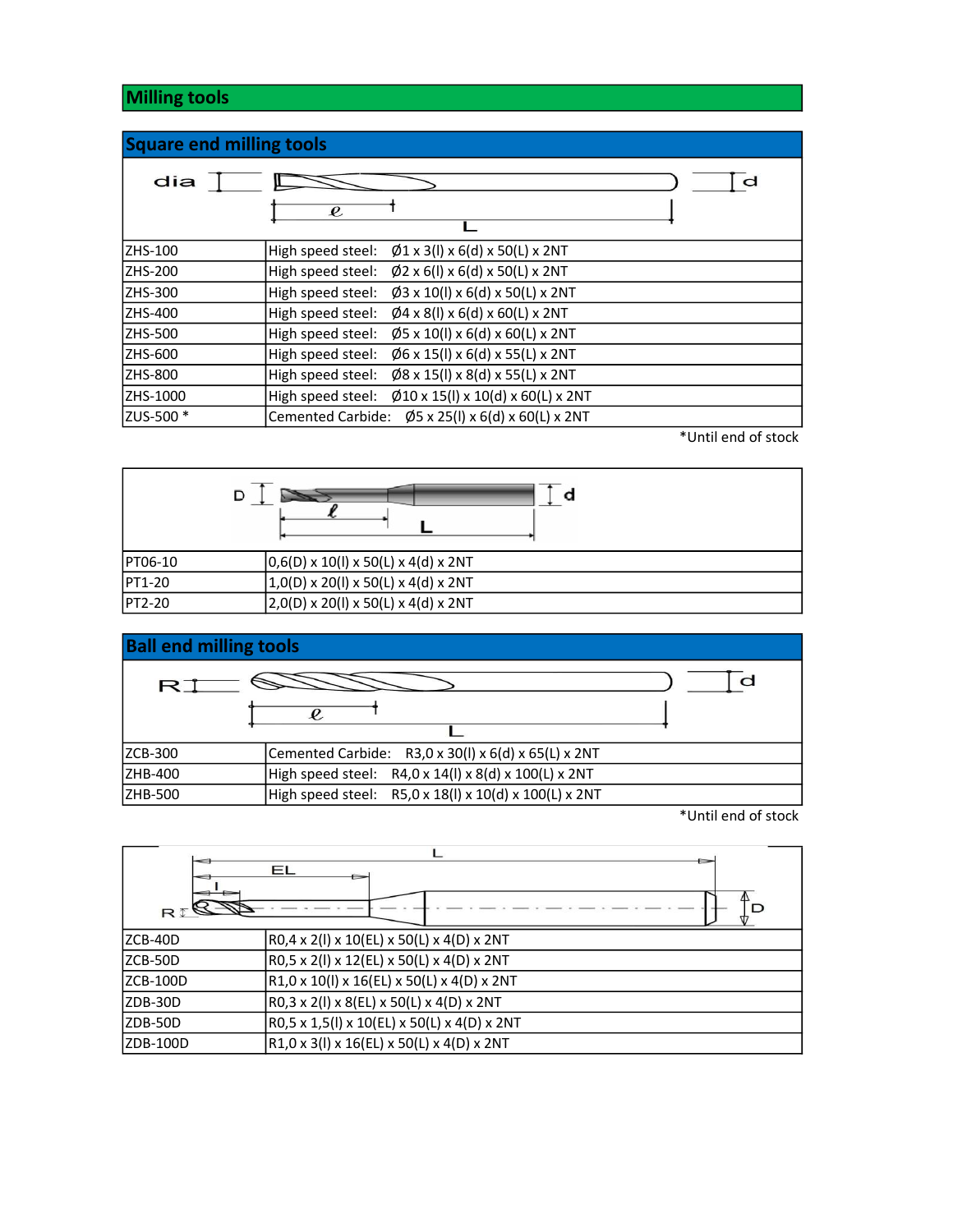## Milling tools

### Square end milling tools

| | |
|---|---|
| ZHS-100 | High speed steel: Ø1 x 3(l) x 6(d) x 50(L) x 2NT |
| ZHS-200 | High speed steel: Ø2 x 6(l) x 6(d) x 50(L) x 2NT |
| ZHS-300 | High speed steel: Ø3 x 10(l) x 6(d) x 50(L) x 2NT |
| ZHS-400 | High speed steel: Ø4 x 8(l) x 6(d) x 60(L) x 2NT |
| ZHS-500 | High speed steel: Ø5 x 10(l) x 6(d) x 60(L) x 2NT |
| ZHS-600 | High speed steel: Ø6 x 15(l) x 6(d) x 55(L) x 2NT |
| ZHS-800 | High speed steel: Ø8 x 15(l) x 8(d) x 55(L) x 2NT |
| ZHS-1000 | High speed steel: Ø10 x 15(l) x 10(d) x 60(L) x 2NT |
| ZUS-500 * | Cemented Carbide: Ø5 x 25(l) x 6(d) x 60(L) x 2NT |

*Until end of stock

| | |
|---|---|
| PT06-10 | 0,6(D) x 10(l) x 50(L) x 4(d) x 2NT |
| PT1-20 | 1,0(D) x 20(l) x 50(L) x 4(d) x 2NT |
| PT2-20 | 2,0(D) x 20(l) x 50(L) x 4(d) x 2NT |

### Ball end milling tools

| | |
|---|---|
| ZCB-300 | Cemented Carbide: R3,0 x 30(l) x 6(d) x 65(L) x 2NT |
| ZHB-400 | High speed steel: R4,0 x 14(l) x 8(d) x 100(L) x 2NT |
| ZHB-500 | High speed steel: R5,0 x 18(l) x 10(d) x 100(L) x 2NT |

*Until end of stock

| | |
|---|---|
| ZCB-40D | R0,4 x 2(l) x 10(EL) x 50(L) x 4(D) x 2NT |
| ZCB-50D | R0,5 x 2(l) x 12(EL) x 50(L) x 4(D) x 2NT |
| ZCB-100D | R1,0 x 10(l) x 16(EL) x 50(L) x 4(D) x 2NT |
| ZDB-30D | R0,3 x 2(l) x 8(EL) x 50(L) x 4(D) x 2NT |
| ZDB-50D | R0,5 x 1,5(l) x 10(EL) x 50(L) x 4(D) x 2NT |
| ZDB-100D | R1,0 x 3(l) x 16(EL) x 50(L) x 4(D) x 2NT |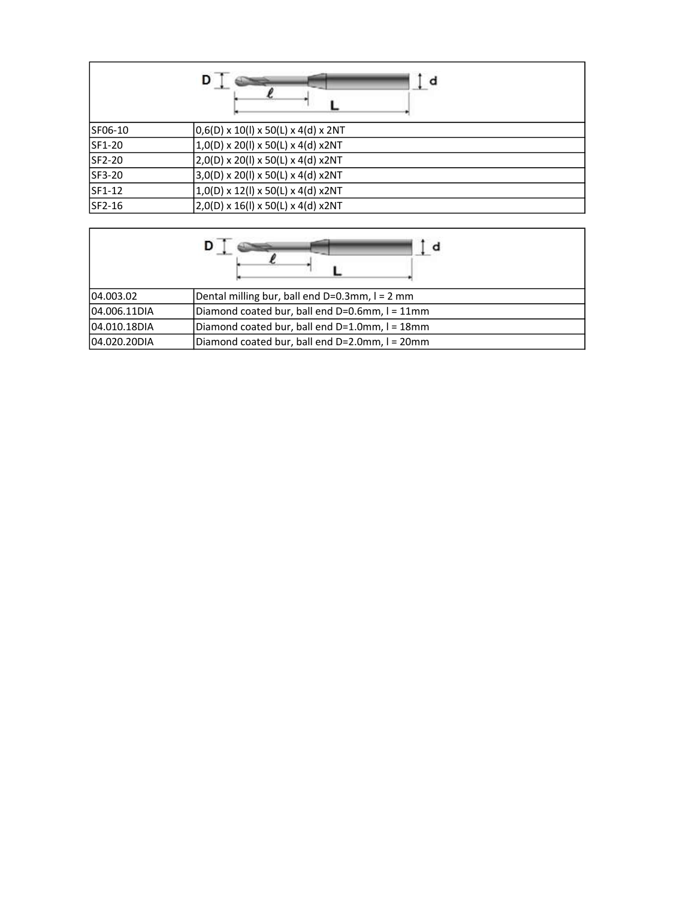D ℓ L d

| | |
|---|---|
| SF06-10 | 0,6(D) x 10(l) x 50(L) x 4(d) x 2NT |
| SF1-20 | 1,0(D) x 20(l) x 50(L) x 4(d) x2NT |
| SF2-20 | 2,0(D) x 20(l) x 50(L) x 4(d) x2NT |
| SF3-20 | 3,0(D) x 20(l) x 50(L) x 4(d) x2NT |
| SF1-12 | 1,0(D) x 12(l) x 50(L) x 4(d) x2NT |
| SF2-16 | 2,0(D) x 16(l) x 50(L) x 4(d) x2NT |

D ℓ L d

| | |
|---|---|
| 04.003.02 | Dental milling bur, ball end D=0.3mm, l = 2 mm |
| 04.006.11DIA | Diamond coated bur, ball end D=0.6mm, l = 11mm |
| 04.010.18DIA | Diamond coated bur, ball end D=1.0mm, l = 18mm |
| 04.020.20DIA | Diamond coated bur, ball end D=2.0mm, l = 20mm |